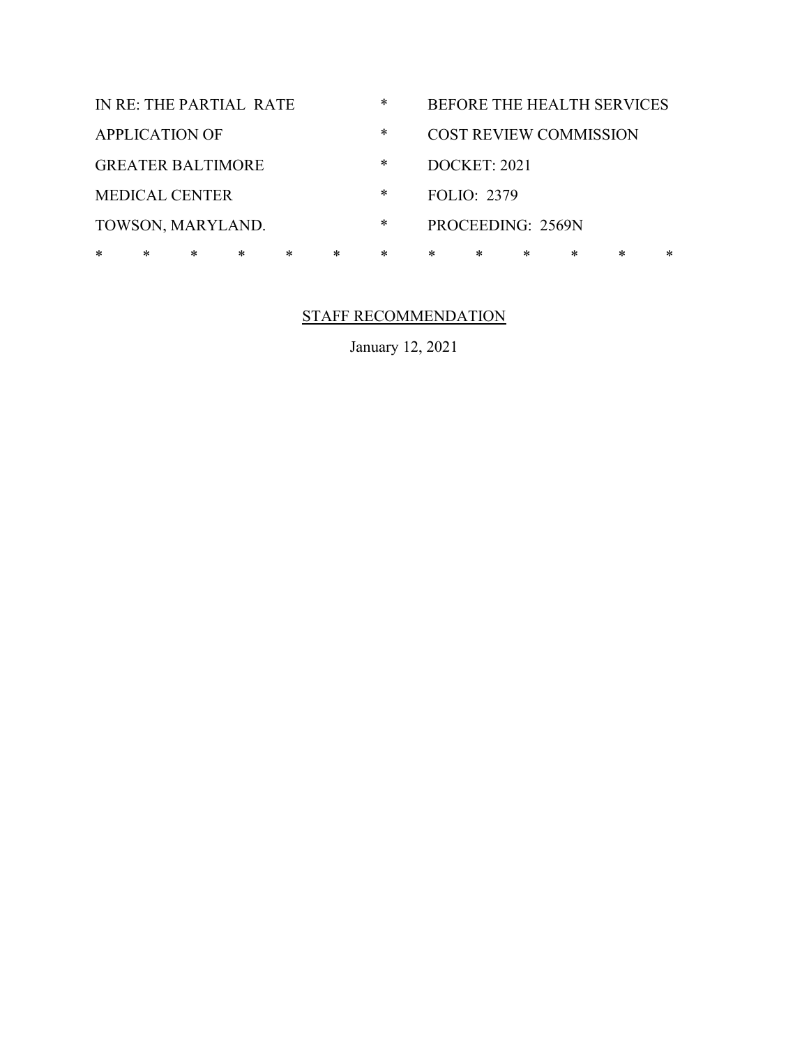| | | |
|---|---|---|
| IN RE: THE PARTIAL RATE | * | BEFORE THE HEALTH SERVICES |
| APPLICATION OF | * | COST REVIEW COMMISSION |
| GREATER BALTIMORE | * | DOCKET: 2021 |
| MEDICAL CENTER | * | FOLIO: 2379 |
| TOWSON, MARYLAND. | * | PROCEEDING: 2569N |

\* \* \* \* \* \* \* \* \* \* \* \* \*

STAFF RECOMMENDATION

January 12, 2021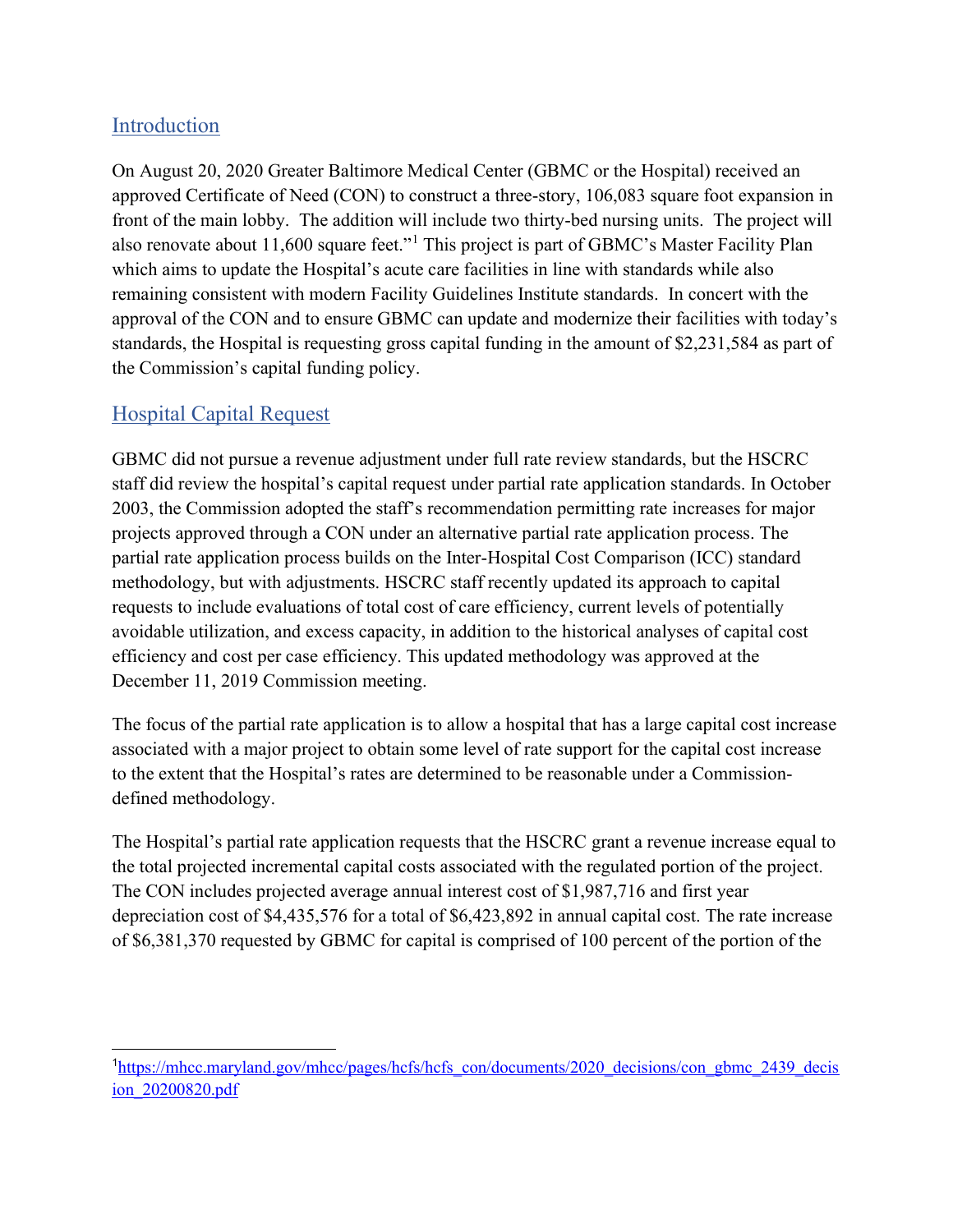## Introduction

On August 20, 2020 Greater Baltimore Medical Center (GBMC or the Hospital) received an approved Certificate of Need (CON) to construct a three-story, 106,083 square foot expansion in front of the main lobby. The addition will include two thirty-bed nursing units. The project will also renovate about 11,600 square feet."[1] This project is part of GBMC's Master Facility Plan which aims to update the Hospital's acute care facilities in line with standards while also remaining consistent with modern Facility Guidelines Institute standards. In concert with the approval of the CON and to ensure GBMC can update and modernize their facilities with today's standards, the Hospital is requesting gross capital funding in the amount of $2,231,584 as part of the Commission's capital funding policy.

## Hospital Capital Request

GBMC did not pursue a revenue adjustment under full rate review standards, but the HSCRC staff did review the hospital's capital request under partial rate application standards. In October 2003, the Commission adopted the staff's recommendation permitting rate increases for major projects approved through a CON under an alternative partial rate application process. The partial rate application process builds on the Inter-Hospital Cost Comparison (ICC) standard methodology, but with adjustments. HSCRC staff recently updated its approach to capital requests to include evaluations of total cost of care efficiency, current levels of potentially avoidable utilization, and excess capacity, in addition to the historical analyses of capital cost efficiency and cost per case efficiency. This updated methodology was approved at the December 11, 2019 Commission meeting.

The focus of the partial rate application is to allow a hospital that has a large capital cost increase associated with a major project to obtain some level of rate support for the capital cost increase to the extent that the Hospital's rates are determined to be reasonable under a Commission-defined methodology.

The Hospital's partial rate application requests that the HSCRC grant a revenue increase equal to the total projected incremental capital costs associated with the regulated portion of the project. The CON includes projected average annual interest cost of $1,987,716 and first year depreciation cost of $4,435,576 for a total of $6,423,892 in annual capital cost. The rate increase of $6,381,370 requested by GBMC for capital is comprised of 100 percent of the portion of the

---

[1] https://mhcc.maryland.gov/mhcc/pages/hcfs/hcfs_con/documents/2020_decisions/con_gbmc_2439_decision_20200820.pdf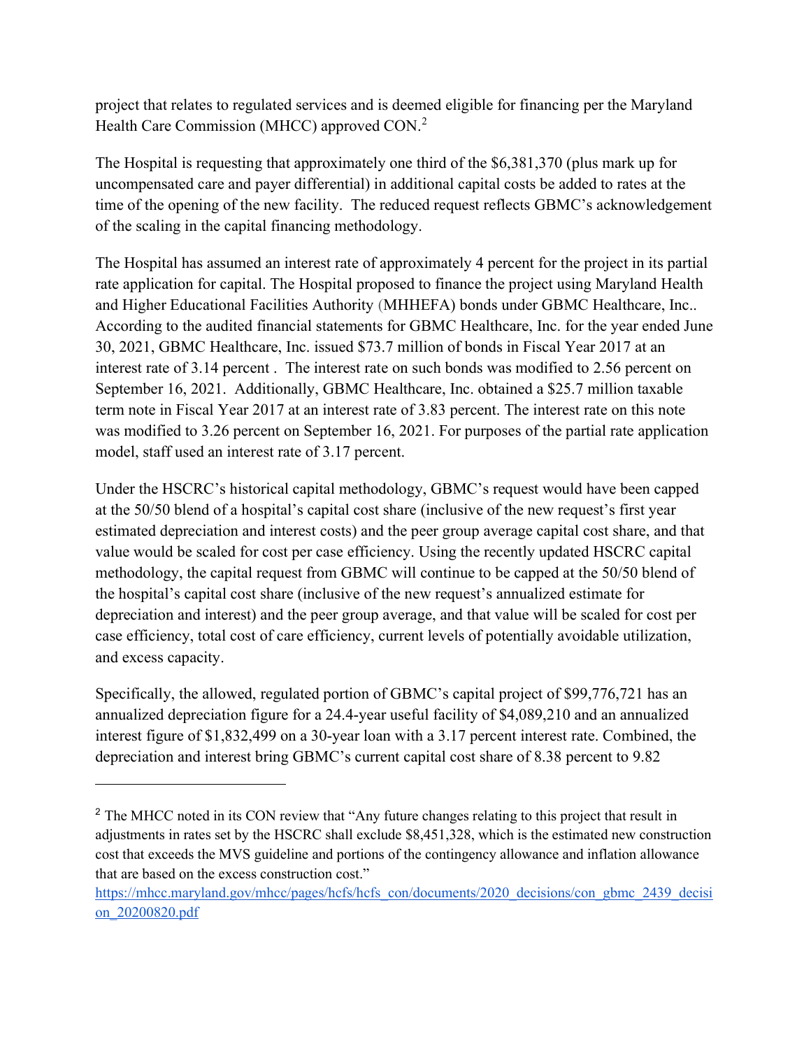project that relates to regulated services and is deemed eligible for financing per the Maryland Health Care Commission (MHCC) approved CON.[2]

The Hospital is requesting that approximately one third of the $6,381,370 (plus mark up for uncompensated care and payer differential) in additional capital costs be added to rates at the time of the opening of the new facility. The reduced request reflects GBMC's acknowledgement of the scaling in the capital financing methodology.

The Hospital has assumed an interest rate of approximately 4 percent for the project in its partial rate application for capital. The Hospital proposed to finance the project using Maryland Health and Higher Educational Facilities Authority (MHHEFA) bonds under GBMC Healthcare, Inc.. According to the audited financial statements for GBMC Healthcare, Inc. for the year ended June 30, 2021, GBMC Healthcare, Inc. issued $73.7 million of bonds in Fiscal Year 2017 at an interest rate of 3.14 percent . The interest rate on such bonds was modified to 2.56 percent on September 16, 2021. Additionally, GBMC Healthcare, Inc. obtained a $25.7 million taxable term note in Fiscal Year 2017 at an interest rate of 3.83 percent. The interest rate on this note was modified to 3.26 percent on September 16, 2021. For purposes of the partial rate application model, staff used an interest rate of 3.17 percent.

Under the HSCRC's historical capital methodology, GBMC's request would have been capped at the 50/50 blend of a hospital's capital cost share (inclusive of the new request's first year estimated depreciation and interest costs) and the peer group average capital cost share, and that value would be scaled for cost per case efficiency. Using the recently updated HSCRC capital methodology, the capital request from GBMC will continue to be capped at the 50/50 blend of the hospital's capital cost share (inclusive of the new request's annualized estimate for depreciation and interest) and the peer group average, and that value will be scaled for cost per case efficiency, total cost of care efficiency, current levels of potentially avoidable utilization, and excess capacity.

Specifically, the allowed, regulated portion of GBMC's capital project of $99,776,721 has an annualized depreciation figure for a 24.4-year useful facility of $4,089,210 and an annualized interest figure of $1,832,499 on a 30-year loan with a 3.17 percent interest rate. Combined, the depreciation and interest bring GBMC's current capital cost share of 8.38 percent to 9.82

[2] The MHCC noted in its CON review that "Any future changes relating to this project that result in adjustments in rates set by the HSCRC shall exclude $8,451,328, which is the estimated new construction cost that exceeds the MVS guideline and portions of the contingency allowance and inflation allowance that are based on the excess construction cost." https://mhcc.maryland.gov/mhcc/pages/hcfs/hcfs_con/documents/2020_decisions/con_gbmc_2439_decision_20200820.pdf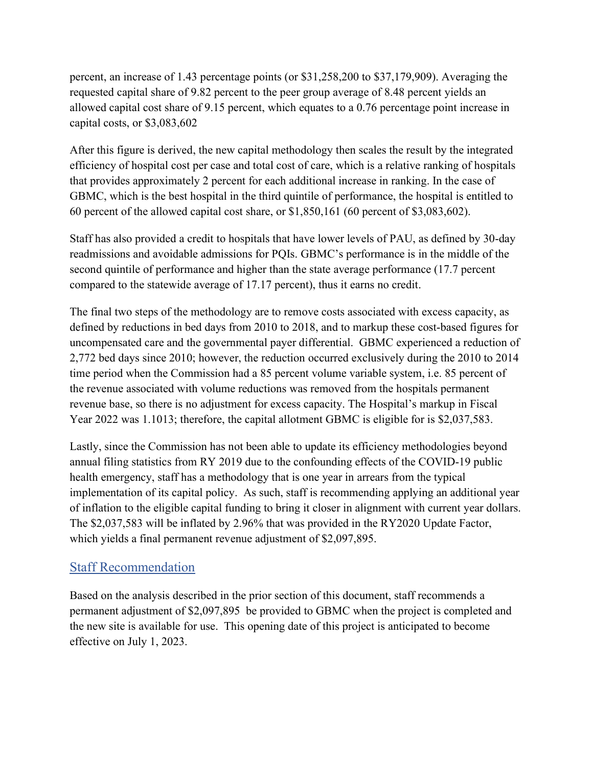percent, an increase of 1.43 percentage points (or $31,258,200 to $37,179,909). Averaging the requested capital share of 9.82 percent to the peer group average of 8.48 percent yields an allowed capital cost share of 9.15 percent, which equates to a 0.76 percentage point increase in capital costs, or $3,083,602

After this figure is derived, the new capital methodology then scales the result by the integrated efficiency of hospital cost per case and total cost of care, which is a relative ranking of hospitals that provides approximately 2 percent for each additional increase in ranking. In the case of GBMC, which is the best hospital in the third quintile of performance, the hospital is entitled to 60 percent of the allowed capital cost share, or $1,850,161 (60 percent of $3,083,602).

Staff has also provided a credit to hospitals that have lower levels of PAU, as defined by 30-day readmissions and avoidable admissions for PQIs. GBMC's performance is in the middle of the second quintile of performance and higher than the state average performance (17.7 percent compared to the statewide average of 17.17 percent), thus it earns no credit.

The final two steps of the methodology are to remove costs associated with excess capacity, as defined by reductions in bed days from 2010 to 2018, and to markup these cost-based figures for uncompensated care and the governmental payer differential. GBMC experienced a reduction of 2,772 bed days since 2010; however, the reduction occurred exclusively during the 2010 to 2014 time period when the Commission had a 85 percent volume variable system, i.e. 85 percent of the revenue associated with volume reductions was removed from the hospitals permanent revenue base, so there is no adjustment for excess capacity. The Hospital's markup in Fiscal Year 2022 was 1.1013; therefore, the capital allotment GBMC is eligible for is $2,037,583.

Lastly, since the Commission has not been able to update its efficiency methodologies beyond annual filing statistics from RY 2019 due to the confounding effects of the COVID-19 public health emergency, staff has a methodology that is one year in arrears from the typical implementation of its capital policy. As such, staff is recommending applying an additional year of inflation to the eligible capital funding to bring it closer in alignment with current year dollars. The $2,037,583 will be inflated by 2.96% that was provided in the RY2020 Update Factor, which yields a final permanent revenue adjustment of $2,097,895.

## Staff Recommendation

Based on the analysis described in the prior section of this document, staff recommends a permanent adjustment of $2,097,895 be provided to GBMC when the project is completed and the new site is available for use. This opening date of this project is anticipated to become effective on July 1, 2023.